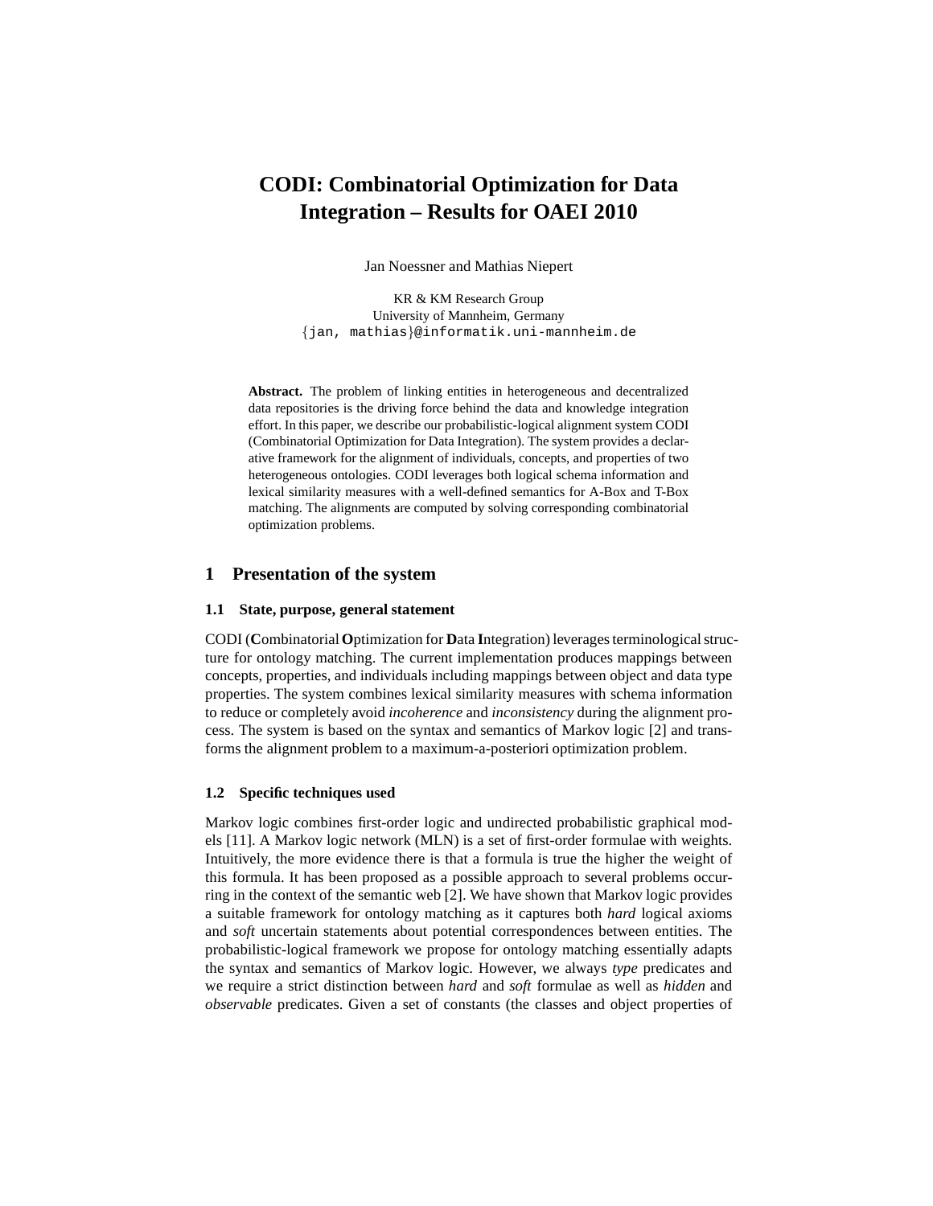# CODI: Combinatorial Optimization for Data Integration – Results for OAEI 2010

Jan Noessner and Mathias Niepert

KR & KM Research Group
University of Mannheim, Germany
{jan, mathias}@informatik.uni-mannheim.de

**Abstract.** The problem of linking entities in heterogeneous and decentralized data repositories is the driving force behind the data and knowledge integration effort. In this paper, we describe our probabilistic-logical alignment system CODI (Combinatorial Optimization for Data Integration). The system provides a declarative framework for the alignment of individuals, concepts, and properties of two heterogeneous ontologies. CODI leverages both logical schema information and lexical similarity measures with a well-defined semantics for A-Box and T-Box matching. The alignments are computed by solving corresponding combinatorial optimization problems.

## 1 Presentation of the system

### 1.1 State, purpose, general statement

CODI (**C**ombinatorial **O**ptimization for **D**ata **I**ntegration) leverages terminological structure for ontology matching. The current implementation produces mappings between concepts, properties, and individuals including mappings between object and data type properties. The system combines lexical similarity measures with schema information to reduce or completely avoid *incoherence* and *inconsistency* during the alignment process. The system is based on the syntax and semantics of Markov logic [2] and transforms the alignment problem to a maximum-a-posteriori optimization problem.

### 1.2 Specific techniques used

Markov logic combines first-order logic and undirected probabilistic graphical models [11]. A Markov logic network (MLN) is a set of first-order formulae with weights. Intuitively, the more evidence there is that a formula is true the higher the weight of this formula. It has been proposed as a possible approach to several problems occurring in the context of the semantic web [2]. We have shown that Markov logic provides a suitable framework for ontology matching as it captures both *hard* logical axioms and *soft* uncertain statements about potential correspondences between entities. The probabilistic-logical framework we propose for ontology matching essentially adapts the syntax and semantics of Markov logic. However, we always *type* predicates and we require a strict distinction between *hard* and *soft* formulae as well as *hidden* and *observable* predicates. Given a set of constants (the classes and object properties of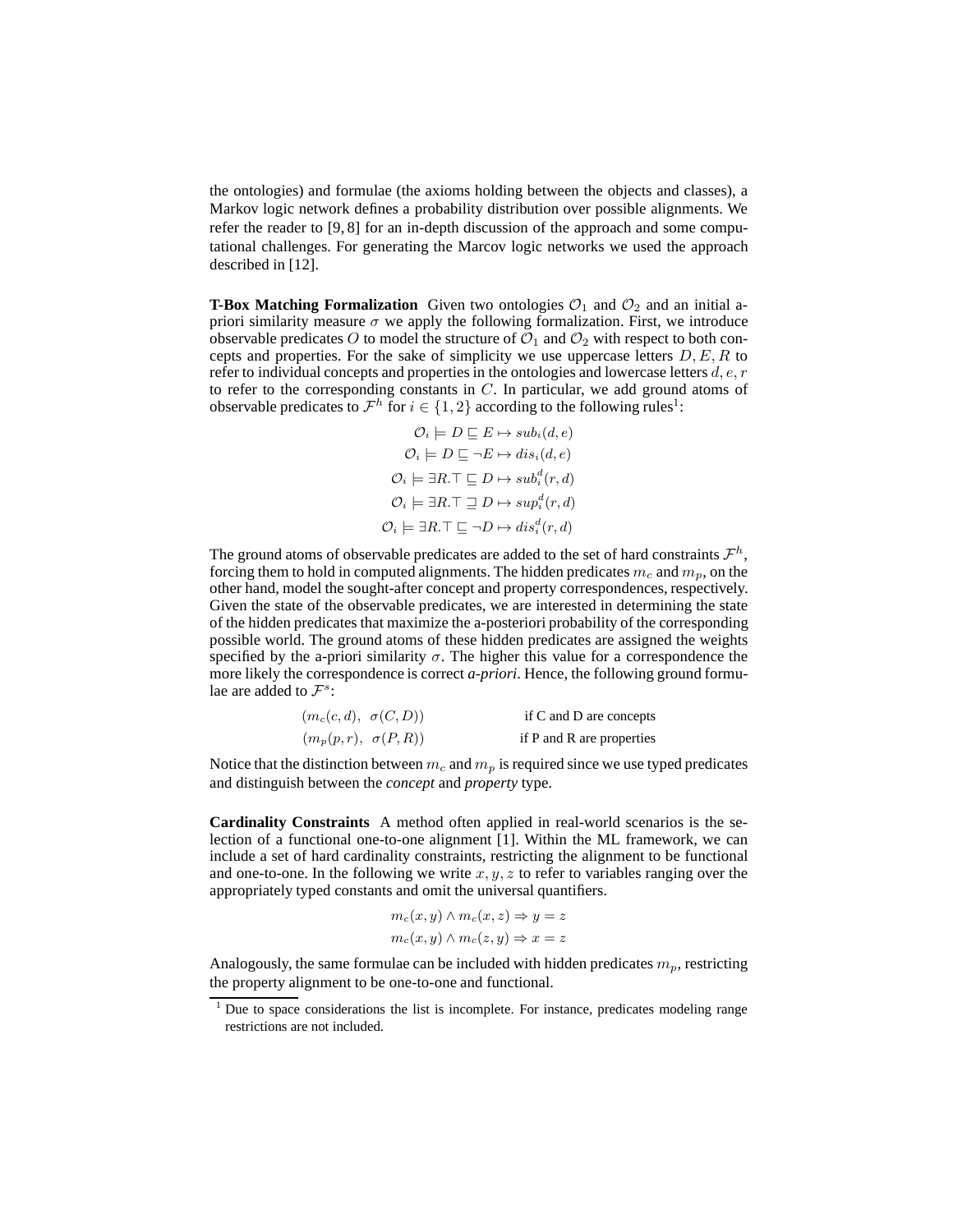the ontologies) and formulae (the axioms holding between the objects and classes), a Markov logic network defines a probability distribution over possible alignments. We refer the reader to [9, 8] for an in-depth discussion of the approach and some computational challenges. For generating the Marcov logic networks we used the approach described in [12].

**T-Box Matching Formalization** Given two ontologies $\mathcal{O}_1$ and $\mathcal{O}_2$ and an initial a-priori similarity measure $\sigma$ we apply the following formalization. First, we introduce observable predicates $O$ to model the structure of $\mathcal{O}_1$ and $\mathcal{O}_2$ with respect to both concepts and properties. For the sake of simplicity we use uppercase letters $D, E, R$ to refer to individual concepts and properties in the ontologies and lowercase letters $d, e, r$ to refer to the corresponding constants in $C$. In particular, we add ground atoms of observable predicates to $\mathcal{F}^h$ for $i \in \{1, 2\}$ according to the following rules[1]:

$$\mathcal{O}_i \models D \sqsubseteq E \mapsto sub_i(d, e)$$
$$\mathcal{O}_i \models D \sqsubseteq \neg E \mapsto dis_i(d, e)$$
$$\mathcal{O}_i \models \exists R.\top \sqsubseteq D \mapsto sub_i^d(r, d)$$
$$\mathcal{O}_i \models \exists R.\top \sqsupseteq D \mapsto sup_i^d(r, d)$$
$$\mathcal{O}_i \models \exists R.\top \sqsubseteq \neg D \mapsto dis_i^d(r, d)$$

The ground atoms of observable predicates are added to the set of hard constraints $\mathcal{F}^h$, forcing them to hold in computed alignments. The hidden predicates $m_c$ and $m_p$, on the other hand, model the sought-after concept and property correspondences, respectively. Given the state of the observable predicates, we are interested in determining the state of the hidden predicates that maximize the a-posteriori probability of the corresponding possible world. The ground atoms of these hidden predicates are assigned the weights specified by the a-priori similarity $\sigma$. The higher this value for a correspondence the more likely the correspondence is correct *a-priori*. Hence, the following ground formulae are added to $\mathcal{F}^s$:

$$(m_c(c, d),\ \sigma(C, D)) \quad \text{if C and D are concepts}$$
$$(m_p(p, r),\ \sigma(P, R)) \quad \text{if P and R are properties}$$

Notice that the distinction between $m_c$ and $m_p$ is required since we use typed predicates and distinguish between the *concept* and *property* type.

**Cardinality Constraints** A method often applied in real-world scenarios is the selection of a functional one-to-one alignment [1]. Within the ML framework, we can include a set of hard cardinality constraints, restricting the alignment to be functional and one-to-one. In the following we write $x, y, z$ to refer to variables ranging over the appropriately typed constants and omit the universal quantifiers.

$$m_c(x, y) \wedge m_c(x, z) \Rightarrow y = z$$
$$m_c(x, y) \wedge m_c(z, y) \Rightarrow x = z$$

Analogously, the same formulae can be included with hidden predicates $m_p$, restricting the property alignment to be one-to-one and functional.

[1] Due to space considerations the list is incomplete. For instance, predicates modeling range restrictions are not included.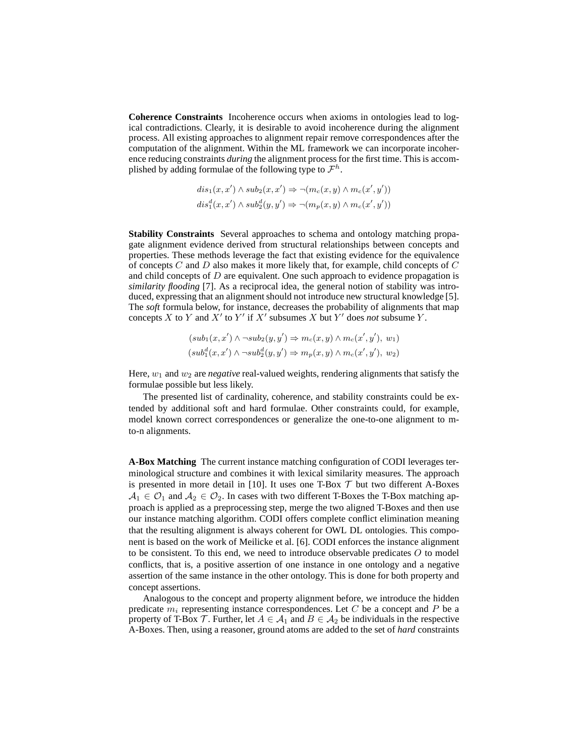**Coherence Constraints** Incoherence occurs when axioms in ontologies lead to logical contradictions. Clearly, it is desirable to avoid incoherence during the alignment process. All existing approaches to alignment repair remove correspondences after the computation of the alignment. Within the ML framework we can incorporate incoherence reducing constraints *during* the alignment process for the first time. This is accomplished by adding formulae of the following type to $\mathcal{F}^h$.

$$dis_1(x, x') \wedge sub_2(x, x') \Rightarrow \neg(m_c(x, y) \wedge m_c(x', y'))$$
$$dis_1^d(x, x') \wedge sub_2^d(y, y') \Rightarrow \neg(m_p(x, y) \wedge m_c(x', y'))$$

**Stability Constraints** Several approaches to schema and ontology matching propagate alignment evidence derived from structural relationships between concepts and properties. These methods leverage the fact that existing evidence for the equivalence of concepts $C$ and $D$ also makes it more likely that, for example, child concepts of $C$ and child concepts of $D$ are equivalent. One such approach to evidence propagation is *similarity flooding* [7]. As a reciprocal idea, the general notion of stability was introduced, expressing that an alignment should not introduce new structural knowledge [5]. The *soft* formula below, for instance, decreases the probability of alignments that map concepts $X$ to $Y$ and $X'$ to $Y'$ if $X'$ subsumes $X$ but $Y'$ does *not* subsume $Y$.

$$(sub_1(x, x') \wedge \neg sub_2(y, y') \Rightarrow m_c(x, y) \wedge m_c(x', y'),\ w_1)$$
$$(sub_1^d(x, x') \wedge \neg sub_2^d(y, y') \Rightarrow m_p(x, y) \wedge m_c(x', y'),\ w_2)$$

Here, $w_1$ and $w_2$ are *negative* real-valued weights, rendering alignments that satisfy the formulae possible but less likely.

The presented list of cardinality, coherence, and stability constraints could be extended by additional soft and hard formulae. Other constraints could, for example, model known correct correspondences or generalize the one-to-one alignment to m-to-n alignments.

**A-Box Matching** The current instance matching configuration of CODI leverages terminological structure and combines it with lexical similarity measures. The approach is presented in more detail in [10]. It uses one T-Box $\mathcal{T}$ but two different A-Boxes $\mathcal{A}_1 \in \mathcal{O}_1$ and $\mathcal{A}_2 \in \mathcal{O}_2$. In cases with two different T-Boxes the T-Box matching approach is applied as a preprocessing step, merge the two aligned T-Boxes and then use our instance matching algorithm. CODI offers complete conflict elimination meaning that the resulting alignment is always coherent for OWL DL ontologies. This component is based on the work of Meilicke et al. [6]. CODI enforces the instance alignment to be consistent. To this end, we need to introduce observable predicates $O$ to model conflicts, that is, a positive assertion of one instance in one ontology and a negative assertion of the same instance in the other ontology. This is done for both property and concept assertions.

Analogous to the concept and property alignment before, we introduce the hidden predicate $m_i$ representing instance correspondences. Let $C$ be a concept and $P$ be a property of T-Box $\mathcal{T}$. Further, let $A \in \mathcal{A}_1$ and $B \in \mathcal{A}_2$ be individuals in the respective A-Boxes. Then, using a reasoner, ground atoms are added to the set of *hard* constraints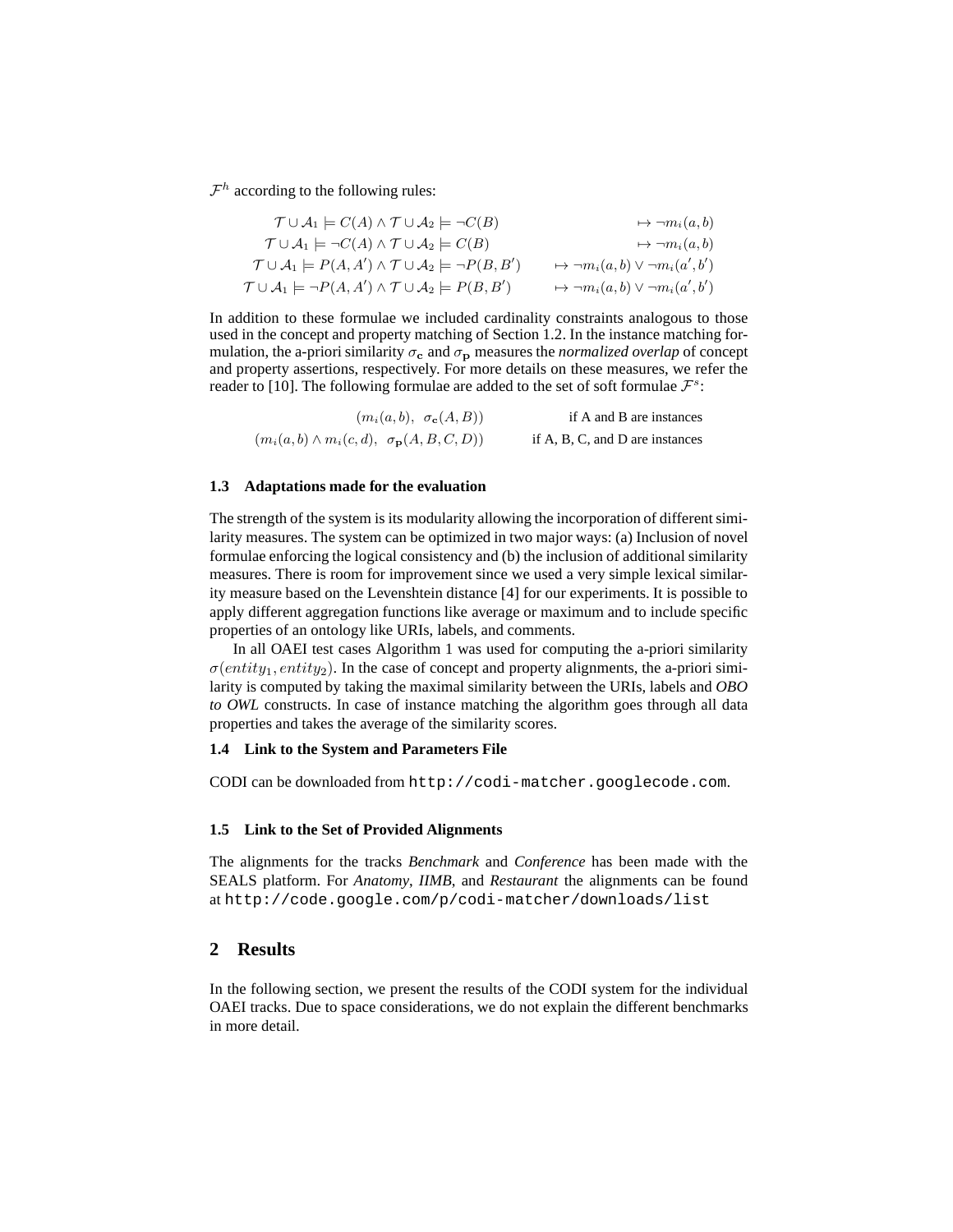$\mathcal{F}^h$ according to the following rules:

$$
\begin{aligned}
\mathcal{T} \cup \mathcal{A}_1 \models C(A) \wedge \mathcal{T} \cup \mathcal{A}_2 \models \neg C(B) \quad & \mapsto \neg m_i(a,b) \\
\mathcal{T} \cup \mathcal{A}_1 \models \neg C(A) \wedge \mathcal{T} \cup \mathcal{A}_2 \models C(B) \quad & \mapsto \neg m_i(a,b) \\
\mathcal{T} \cup \mathcal{A}_1 \models P(A,A') \wedge \mathcal{T} \cup \mathcal{A}_2 \models \neg P(B,B') \quad & \mapsto \neg m_i(a,b) \vee \neg m_i(a',b') \\
\mathcal{T} \cup \mathcal{A}_1 \models \neg P(A,A') \wedge \mathcal{T} \cup \mathcal{A}_2 \models P(B,B') \quad & \mapsto \neg m_i(a,b) \vee \neg m_i(a',b')
\end{aligned}
$$

In addition to these formulae we included cardinality constraints analogous to those used in the concept and property matching of Section 1.2. In the instance matching formulation, the a-priori similarity $\sigma_{\mathbf{c}}$ and $\sigma_{\mathbf{p}}$ measures the *normalized overlap* of concept and property assertions, respectively. For more details on these measures, we refer the reader to [10]. The following formulae are added to the set of soft formulae $\mathcal{F}^s$:

$$
\begin{aligned}
(m_i(a,b),\ \sigma_{\mathbf{c}}(A,B)) \quad & \text{if A and B are instances} \\
(m_i(a,b) \wedge m_i(c,d),\ \sigma_{\mathbf{p}}(A,B,C,D)) \quad & \text{if A, B, C, and D are instances}
\end{aligned}
$$

### 1.3 Adaptations made for the evaluation

The strength of the system is its modularity allowing the incorporation of different similarity measures. The system can be optimized in two major ways: (a) Inclusion of novel formulae enforcing the logical consistency and (b) the inclusion of additional similarity measures. There is room for improvement since we used a very simple lexical similarity measure based on the Levenshtein distance [4] for our experiments. It is possible to apply different aggregation functions like average or maximum and to include specific properties of an ontology like URIs, labels, and comments.

In all OAEI test cases Algorithm 1 was used for computing the a-priori similarity $\sigma(entity_1, entity_2)$. In the case of concept and property alignments, the a-priori similarity is computed by taking the maximal similarity between the URIs, labels and *OBO to OWL* constructs. In case of instance matching the algorithm goes through all data properties and takes the average of the similarity scores.

### 1.4 Link to the System and Parameters File

CODI can be downloaded from `http://codi-matcher.googlecode.com`.

### 1.5 Link to the Set of Provided Alignments

The alignments for the tracks *Benchmark* and *Conference* has been made with the SEALS platform. For *Anatomy*, *IIMB*, and *Restaurant* the alignments can be found at `http://code.google.com/p/codi-matcher/downloads/list`

## 2 Results

In the following section, we present the results of the CODI system for the individual OAEI tracks. Due to space considerations, we do not explain the different benchmarks in more detail.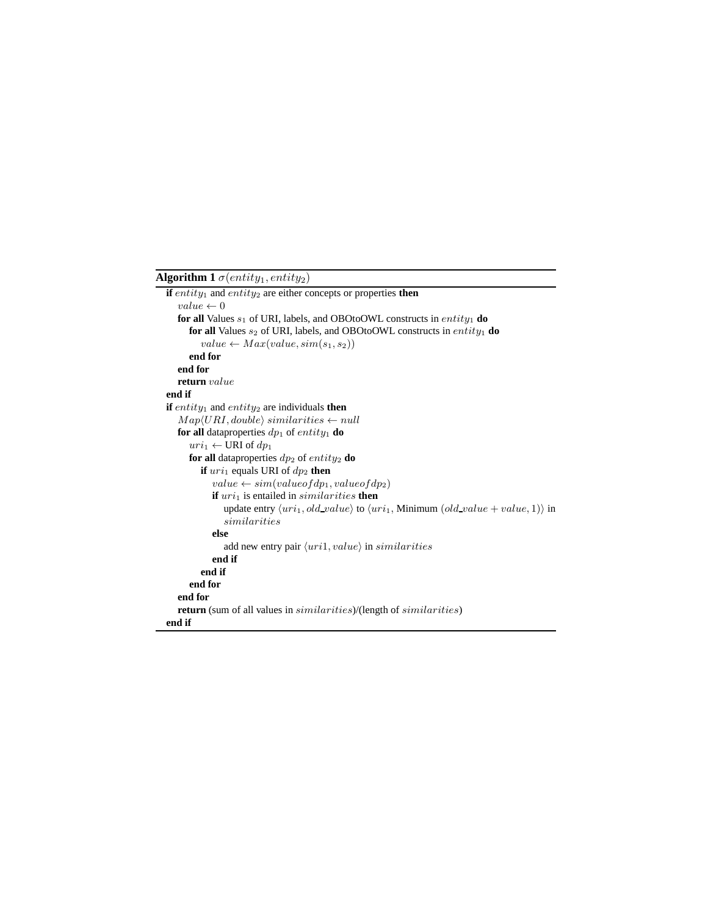**Algorithm 1** $\sigma(entity_1, entity_2)$

```
if entity_1 and entity_2 are either concepts or properties then
    value ← 0
    for all Values s_1 of URI, labels, and OBOtoOWL constructs in entity_1 do
        for all Values s_2 of URI, labels, and OBOtoOWL constructs in entity_1 do
            value ← Max(value, sim(s_1, s_2))
        end for
    end for
    return value
end if
if entity_1 and entity_2 are individuals then
    Map⟨URI, double⟩ similarities ← null
    for all dataproperties dp_1 of entity_1 do
        uri_1 ← URI of dp_1
        for all dataproperties dp_2 of entity_2 do
            if uri_1 equals URI of dp_2 then
                value ← sim(valueofdp_1, valueofdp_2)
                if uri_1 is entailed in similarities then
                    update entry ⟨uri_1, old_value⟩ to ⟨uri_1, Minimum (old_value + value, 1)⟩ in
                    similarities
                else
                    add new entry pair ⟨uri1, value⟩ in similarities
                end if
            end if
        end for
    end for
    return (sum of all values in similarities)/(length of similarities)
end if
```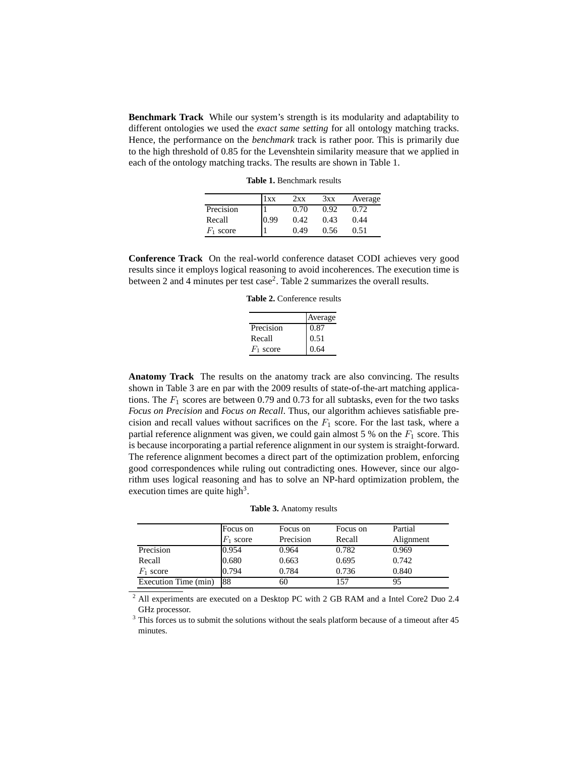**Benchmark Track** While our system's strength is its modularity and adaptability to different ontologies we used the *exact same setting* for all ontology matching tracks. Hence, the performance on the *benchmark* track is rather poor. This is primarily due to the high threshold of 0.85 for the Levenshtein similarity measure that we applied in each of the ontology matching tracks. The results are shown in Table 1.

**Table 1.** Benchmark results

| | 1xx | 2xx | 3xx | Average |
|---|---|---|---|---|
| Precision | 1 | 0.70 | 0.92 | 0.72 |
| Recall | 0.99 | 0.42 | 0.43 | 0.44 |
| $F_1$ score | 1 | 0.49 | 0.56 | 0.51 |

**Conference Track** On the real-world conference dataset CODI achieves very good results since it employs logical reasoning to avoid incoherences. The execution time is between 2 and 4 minutes per test case[2]. Table 2 summarizes the overall results.

**Table 2.** Conference results

| | Average |
|---|---|
| Precision | 0.87 |
| Recall | 0.51 |
| $F_1$ score | 0.64 |

**Anatomy Track** The results on the anatomy track are also convincing. The results shown in Table 3 are en par with the 2009 results of state-of-the-art matching applications. The $F_1$ scores are between 0.79 and 0.73 for all subtasks, even for the two tasks *Focus on Precision* and *Focus on Recall*. Thus, our algorithm achieves satisfiable precision and recall values without sacrifices on the $F_1$ score. For the last task, where a partial reference alignment was given, we could gain almost 5 % on the $F_1$ score. This is because incorporating a partial reference alignment in our system is straight-forward. The reference alignment becomes a direct part of the optimization problem, enforcing good correspondences while ruling out contradicting ones. However, since our algorithm uses logical reasoning and has to solve an NP-hard optimization problem, the execution times are quite high[3].

**Table 3.** Anatomy results

| | Focus on $F_1$ score | Focus on Precision | Focus on Recall | Partial Alignment |
|---|---|---|---|---|
| Precision | 0.954 | 0.964 | 0.782 | 0.969 |
| Recall | 0.680 | 0.663 | 0.695 | 0.742 |
| $F_1$ score | 0.794 | 0.784 | 0.736 | 0.840 |
| Execution Time (min) | 88 | 60 | 157 | 95 |

[2] All experiments are executed on a Desktop PC with 2 GB RAM and a Intel Core2 Duo 2.4 GHz processor.

[3] This forces us to submit the solutions without the seals platform because of a timeout after 45 minutes.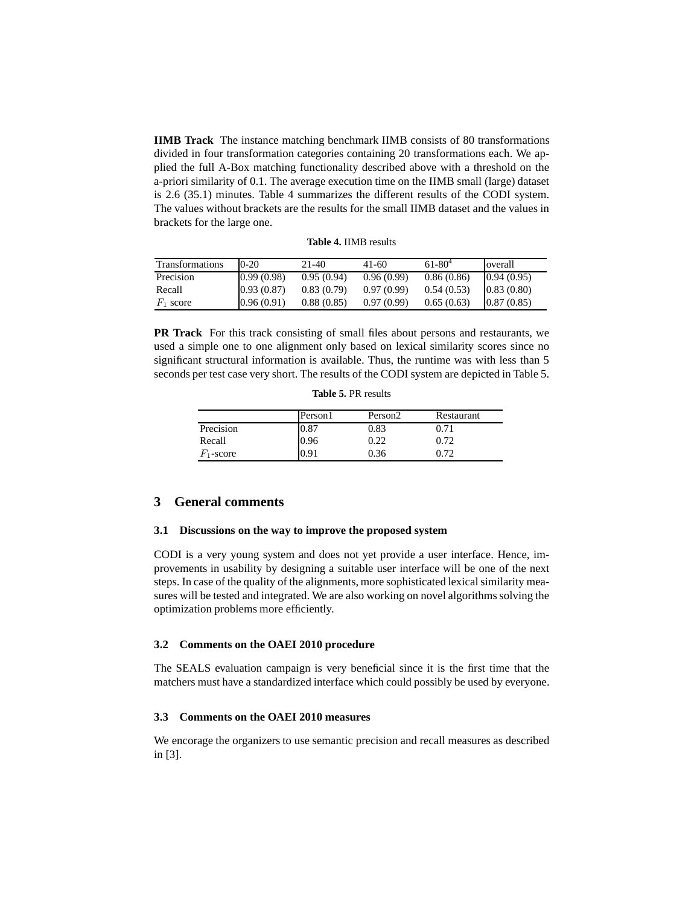**IIMB Track** The instance matching benchmark IIMB consists of 80 transformations divided in four transformation categories containing 20 transformations each. We applied the full A-Box matching functionality described above with a threshold on the a-priori similarity of 0.1. The average execution time on the IIMB small (large) dataset is 2.6 (35.1) minutes. Table 4 summarizes the different results of the CODI system. The values without brackets are the results for the small IIMB dataset and the values in brackets for the large one.

**Table 4.** IIMB results

| Transformations | 0-20 | 21-40 | 41-60 | 61-80[4] | overall |
|---|---|---|---|---|---|
| Precision | 0.99 (0.98) | 0.95 (0.94) | 0.96 (0.99) | 0.86 (0.86) | 0.94 (0.95) |
| Recall | 0.93 (0.87) | 0.83 (0.79) | 0.97 (0.99) | 0.54 (0.53) | 0.83 (0.80) |
| $F_1$ score | 0.96 (0.91) | 0.88 (0.85) | 0.97 (0.99) | 0.65 (0.63) | 0.87 (0.85) |

**PR Track** For this track consisting of small files about persons and restaurants, we used a simple one to one alignment only based on lexical similarity scores since no significant structural information is available. Thus, the runtime was with less than 5 seconds per test case very short. The results of the CODI system are depicted in Table 5.

**Table 5.** PR results

| | Person1 | Person2 | Restaurant |
|---|---|---|---|
| Precision | 0.87 | 0.83 | 0.71 |
| Recall | 0.96 | 0.22 | 0.72 |
| $F_1$-score | 0.91 | 0.36 | 0.72 |

## 3 General comments

### 3.1 Discussions on the way to improve the proposed system

CODI is a very young system and does not yet provide a user interface. Hence, improvements in usability by designing a suitable user interface will be one of the next steps. In case of the quality of the alignments, more sophisticated lexical similarity measures will be tested and integrated. We are also working on novel algorithms solving the optimization problems more efficiently.

### 3.2 Comments on the OAEI 2010 procedure

The SEALS evaluation campaign is very beneficial since it is the first time that the matchers must have a standardized interface which could possibly be used by everyone.

### 3.3 Comments on the OAEI 2010 measures

We encorage the organizers to use semantic precision and recall measures as described in [3].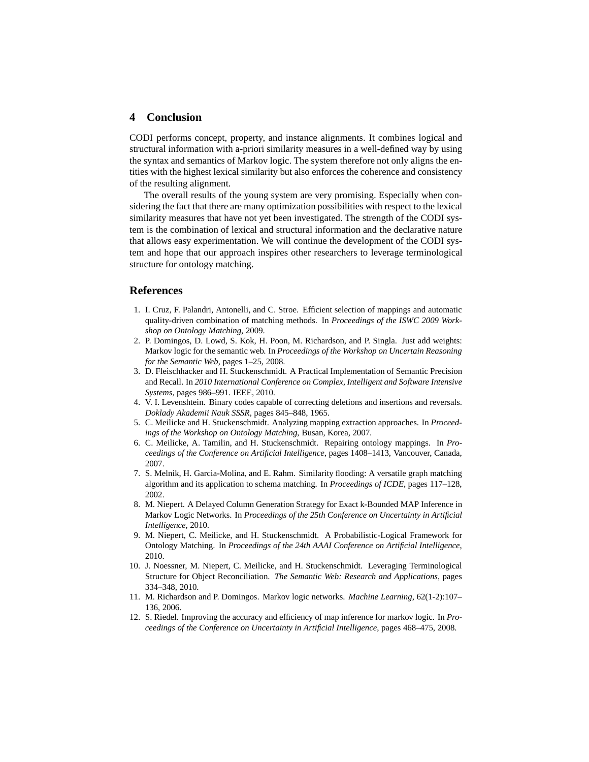## 4 Conclusion

CODI performs concept, property, and instance alignments. It combines logical and structural information with a-priori similarity measures in a well-defined way by using the syntax and semantics of Markov logic. The system therefore not only aligns the entities with the highest lexical similarity but also enforces the coherence and consistency of the resulting alignment.

The overall results of the young system are very promising. Especially when considering the fact that there are many optimization possibilities with respect to the lexical similarity measures that have not yet been investigated. The strength of the CODI system is the combination of lexical and structural information and the declarative nature that allows easy experimentation. We will continue the development of the CODI system and hope that our approach inspires other researchers to leverage terminological structure for ontology matching.

## References

1. I. Cruz, F. Palandri, Antonelli, and C. Stroe. Efficient selection of mappings and automatic quality-driven combination of matching methods. In *Proceedings of the ISWC 2009 Workshop on Ontology Matching*, 2009.
2. P. Domingos, D. Lowd, S. Kok, H. Poon, M. Richardson, and P. Singla. Just add weights: Markov logic for the semantic web. In *Proceedings of the Workshop on Uncertain Reasoning for the Semantic Web*, pages 1–25, 2008.
3. D. Fleischhacker and H. Stuckenschmidt. A Practical Implementation of Semantic Precision and Recall. In *2010 International Conference on Complex, Intelligent and Software Intensive Systems*, pages 986–991. IEEE, 2010.
4. V. I. Levenshtein. Binary codes capable of correcting deletions and insertions and reversals. *Doklady Akademii Nauk SSSR*, pages 845–848, 1965.
5. C. Meilicke and H. Stuckenschmidt. Analyzing mapping extraction approaches. In *Proceedings of the Workshop on Ontology Matching*, Busan, Korea, 2007.
6. C. Meilicke, A. Tamilin, and H. Stuckenschmidt. Repairing ontology mappings. In *Proceedings of the Conference on Artificial Intelligence*, pages 1408–1413, Vancouver, Canada, 2007.
7. S. Melnik, H. Garcia-Molina, and E. Rahm. Similarity flooding: A versatile graph matching algorithm and its application to schema matching. In *Proceedings of ICDE*, pages 117–128, 2002.
8. M. Niepert. A Delayed Column Generation Strategy for Exact k-Bounded MAP Inference in Markov Logic Networks. In *Proceedings of the 25th Conference on Uncertainty in Artificial Intelligence*, 2010.
9. M. Niepert, C. Meilicke, and H. Stuckenschmidt. A Probabilistic-Logical Framework for Ontology Matching. In *Proceedings of the 24th AAAI Conference on Artificial Intelligence*, 2010.
10. J. Noessner, M. Niepert, C. Meilicke, and H. Stuckenschmidt. Leveraging Terminological Structure for Object Reconciliation. *The Semantic Web: Research and Applications*, pages 334–348, 2010.
11. M. Richardson and P. Domingos. Markov logic networks. *Machine Learning*, 62(1-2):107–136, 2006.
12. S. Riedel. Improving the accuracy and efficiency of map inference for markov logic. In *Proceedings of the Conference on Uncertainty in Artificial Intelligence*, pages 468–475, 2008.